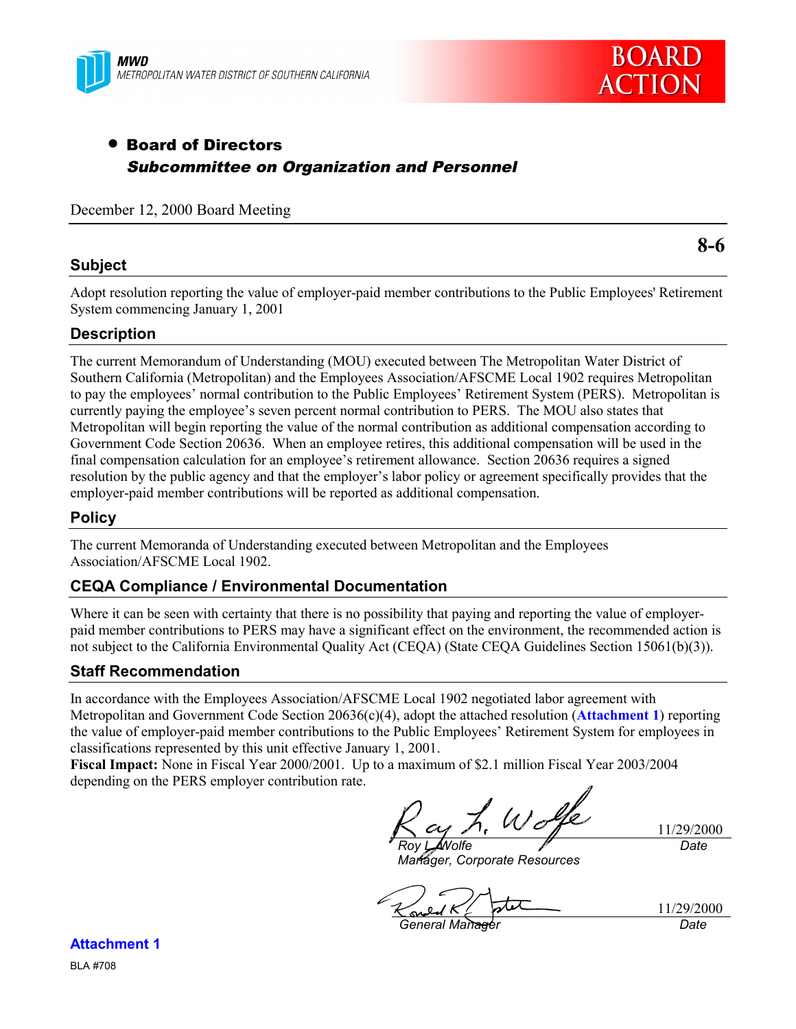MWD
METROPOLITAN WATER DISTRICT OF SOUTHERN CALIFORNIA

BOARD ACTION

- **Board of Directors**
  ***Subcommittee on Organization and Personnel***

December 12, 2000 Board Meeting

**8-6**

## Subject

Adopt resolution reporting the value of employer-paid member contributions to the Public Employees' Retirement System commencing January 1, 2001

## Description

The current Memorandum of Understanding (MOU) executed between The Metropolitan Water District of Southern California (Metropolitan) and the Employees Association/AFSCME Local 1902 requires Metropolitan to pay the employees' normal contribution to the Public Employees' Retirement System (PERS). Metropolitan is currently paying the employee's seven percent normal contribution to PERS. The MOU also states that Metropolitan will begin reporting the value of the normal contribution as additional compensation according to Government Code Section 20636. When an employee retires, this additional compensation will be used in the final compensation calculation for an employee's retirement allowance. Section 20636 requires a signed resolution by the public agency and that the employer's labor policy or agreement specifically provides that the employer-paid member contributions will be reported as additional compensation.

## Policy

The current Memoranda of Understanding executed between Metropolitan and the Employees Association/AFSCME Local 1902.

## CEQA Compliance / Environmental Documentation

Where it can be seen with certainty that there is no possibility that paying and reporting the value of employer-paid member contributions to PERS may have a significant effect on the environment, the recommended action is not subject to the California Environmental Quality Act (CEQA) (State CEQA Guidelines Section 15061(b)(3)).

## Staff Recommendation

In accordance with the Employees Association/AFSCME Local 1902 negotiated labor agreement with Metropolitan and Government Code Section 20636(c)(4), adopt the attached resolution (**Attachment 1**) reporting the value of employer-paid member contributions to the Public Employees' Retirement System for employees in classifications represented by this unit effective January 1, 2001.

**Fiscal Impact:** None in Fiscal Year 2000/2001. Up to a maximum of $2.1 million Fiscal Year 2003/2004 depending on the PERS employer contribution rate.

| | |
|---|---|
| *Roy L. Wolfe* *Manager, Corporate Resources* | 11/29/2000 *Date* |
| *General Manager* | 11/29/2000 *Date* |

**Attachment 1**

BLA #708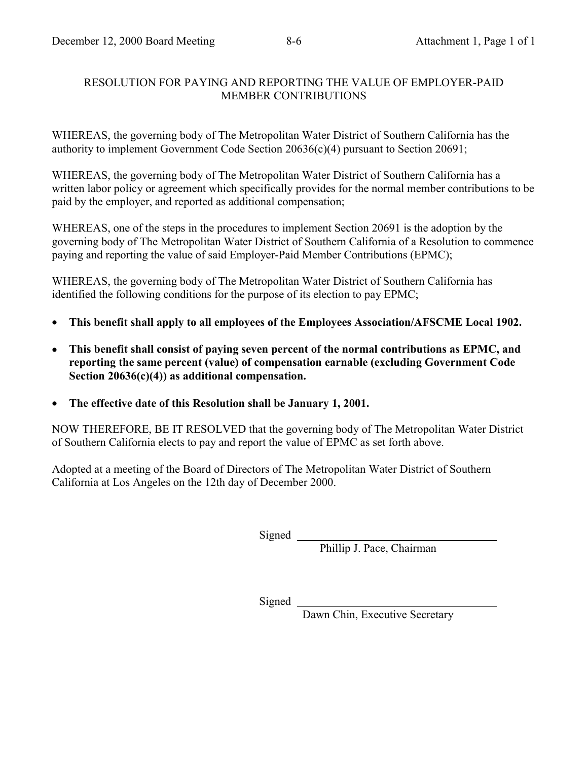# RESOLUTION FOR PAYING AND REPORTING THE VALUE OF EMPLOYER-PAID MEMBER CONTRIBUTIONS

WHEREAS, the governing body of The Metropolitan Water District of Southern California has the authority to implement Government Code Section 20636(c)(4) pursuant to Section 20691;

WHEREAS, the governing body of The Metropolitan Water District of Southern California has a written labor policy or agreement which specifically provides for the normal member contributions to be paid by the employer, and reported as additional compensation;

WHEREAS, one of the steps in the procedures to implement Section 20691 is the adoption by the governing body of The Metropolitan Water District of Southern California of a Resolution to commence paying and reporting the value of said Employer-Paid Member Contributions (EPMC);

WHEREAS, the governing body of The Metropolitan Water District of Southern California has identified the following conditions for the purpose of its election to pay EPMC;

- **This benefit shall apply to all employees of the Employees Association/AFSCME Local 1902.**
- **This benefit shall consist of paying seven percent of the normal contributions as EPMC, and reporting the same percent (value) of compensation earnable (excluding Government Code Section 20636(c)(4)) as additional compensation.**
- **The effective date of this Resolution shall be January 1, 2001.**

NOW THEREFORE, BE IT RESOLVED that the governing body of The Metropolitan Water District of Southern California elects to pay and report the value of EPMC as set forth above.

Adopted at a meeting of the Board of Directors of The Metropolitan Water District of Southern California at Los Angeles on the 12th day of December 2000.

Signed ___________________________________
Phillip J. Pace, Chairman

Signed ___________________________________
Dawn Chin, Executive Secretary